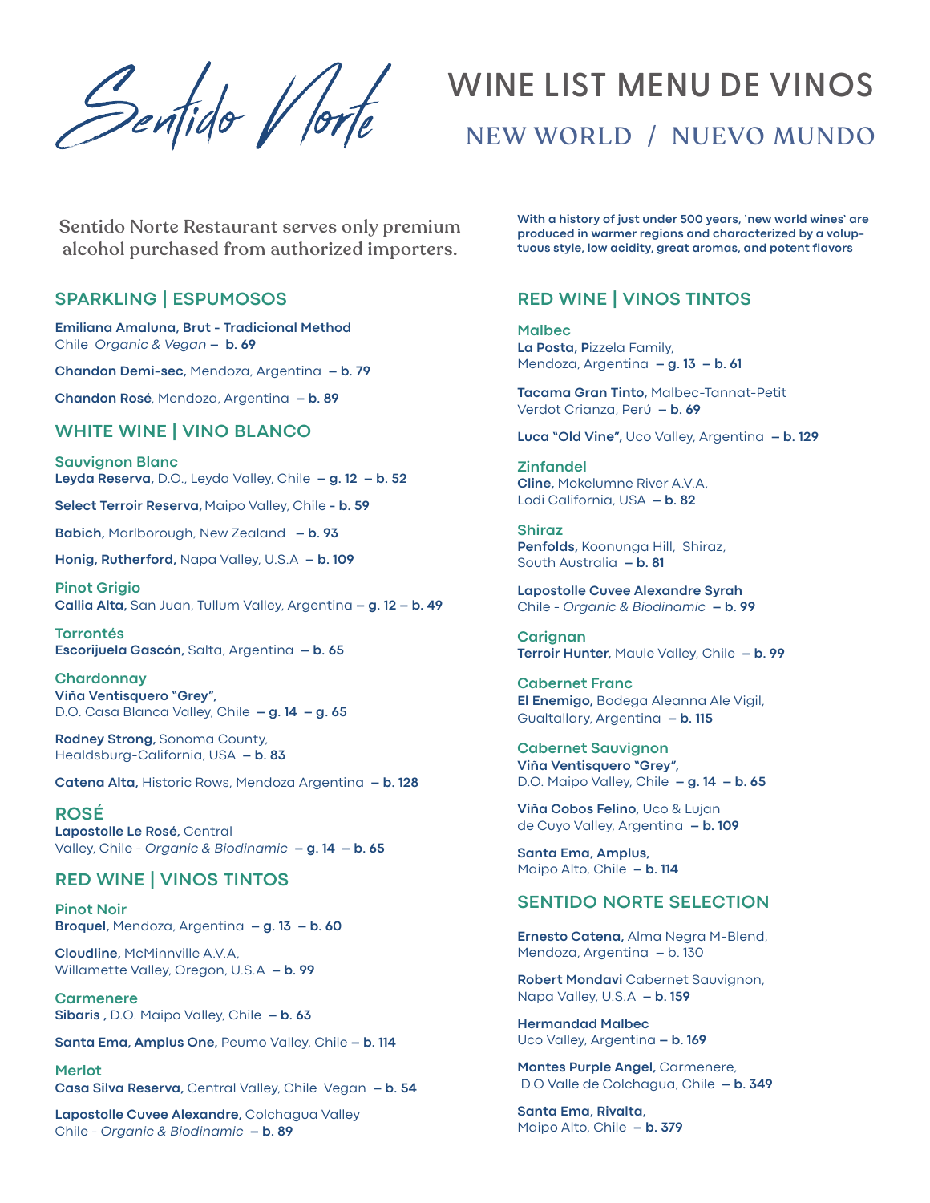# Sentido Norte

# WINE LIST MENU DE VINOS

## NEW WORLD / NUEVO MUNDO

Sentido Norte Restaurant serves only premium alcohol purchased from authorized importers.

**With a history of just under 500 years, 'new world wines' are produced in warmer regions and characterized by a voluptuous style, low acidity, great aromas, and potent flavors**

## SPARKLING | ESPUMOSOS

**Emiliana Amaluna, Brut - Tradicional Method**
Chile *Organic & Vegan* – **b. 69**

**Chandon Demi-sec,** Mendoza, Argentina – **b. 79**

**Chandon Rosé**, Mendoza, Argentina – **b. 89**

## WHITE WINE | VINO BLANCO

### Sauvignon Blanc

**Leyda Reserva,** D.O., Leyda Valley, Chile – **g. 12** – **b. 52**

**Select Terroir Reserva,** Maipo Valley, Chile - **b. 59**

**Babich,** Marlborough, New Zealand – **b. 93**

**Honig, Rutherford,** Napa Valley, U.S.A – **b. 109**

### Pinot Grigio

**Callia Alta,** San Juan, Tullum Valley, Argentina – **g. 12** – **b. 49**

### Torrontés

**Escorijuela Gascón,** Salta, Argentina – **b. 65**

### Chardonnay

**Viña Ventisquero "Grey",**
D.O. Casa Blanca Valley, Chile – **g. 14** – **g. 65**

**Rodney Strong,** Sonoma County,
Healdsburg-California, USA – **b. 83**

**Catena Alta,** Historic Rows, Mendoza Argentina – **b. 128**

## ROSÉ

**Lapostolle Le Rosé,** Central
Valley, Chile - *Organic & Biodinamic* – **g. 14** – **b. 65**

## RED WINE | VINOS TINTOS

### Pinot Noir

**Broquel,** Mendoza, Argentina – **g. 13** – **b. 60**

**Cloudline,** McMinnville A.V.A,
Willamette Valley, Oregon, U.S.A – **b. 99**

### Carmenere

**Sibaris ,** D.O. Maipo Valley, Chile – **b. 63**

**Santa Ema, Amplus One,** Peumo Valley, Chile – **b. 114**

### Merlot

**Casa Silva Reserva,** Central Valley, Chile Vegan – **b. 54**

**Lapostolle Cuvee Alexandre,** Colchagua Valley
Chile - *Organic & Biodinamic* – **b. 89**

## RED WINE | VINOS TINTOS

### Malbec

**La Posta, P**izzela Family,
Mendoza, Argentina – **g. 13** – **b. 61**

**Tacama Gran Tinto,** Malbec-Tannat-Petit
Verdot Crianza, Perú – **b. 69**

**Luca "Old Vine",** Uco Valley, Argentina – **b. 129**

### Zinfandel

**Cline,** Mokelumne River A.V.A,
Lodi California, USA – **b. 82**

### Shiraz

**Penfolds,** Koonunga Hill, Shiraz,
South Australia – **b. 81**

**Lapostolle Cuvee Alexandre Syrah**
Chile - *Organic & Biodinamic* – **b. 99**

### Carignan

**Terroir Hunter,** Maule Valley, Chile – **b. 99**

### Cabernet Franc

**El Enemigo,** Bodega Aleanna Ale Vigil,
Gualtallary, Argentina – **b. 115**

### Cabernet Sauvignon

**Viña Ventisquero "Grey",**
D.O. Maipo Valley, Chile – **g. 14** – **b. 65**

**Viña Cobos Felino,** Uco & Lujan
de Cuyo Valley, Argentina – **b. 109**

**Santa Ema, Amplus,**
Maipo Alto, Chile – **b. 114**

## SENTIDO NORTE SELECTION

**Ernesto Catena,** Alma Negra M-Blend,
Mendoza, Argentina – b. 130

**Robert Mondavi** Cabernet Sauvignon,
Napa Valley, U.S.A – **b. 159**

**Hermandad Malbec**
Uco Valley, Argentina – **b. 169**

**Montes Purple Angel,** Carmenere,
D.O Valle de Colchagua, Chile – **b. 349**

**Santa Ema, Rivalta,**
Maipo Alto, Chile – **b. 379**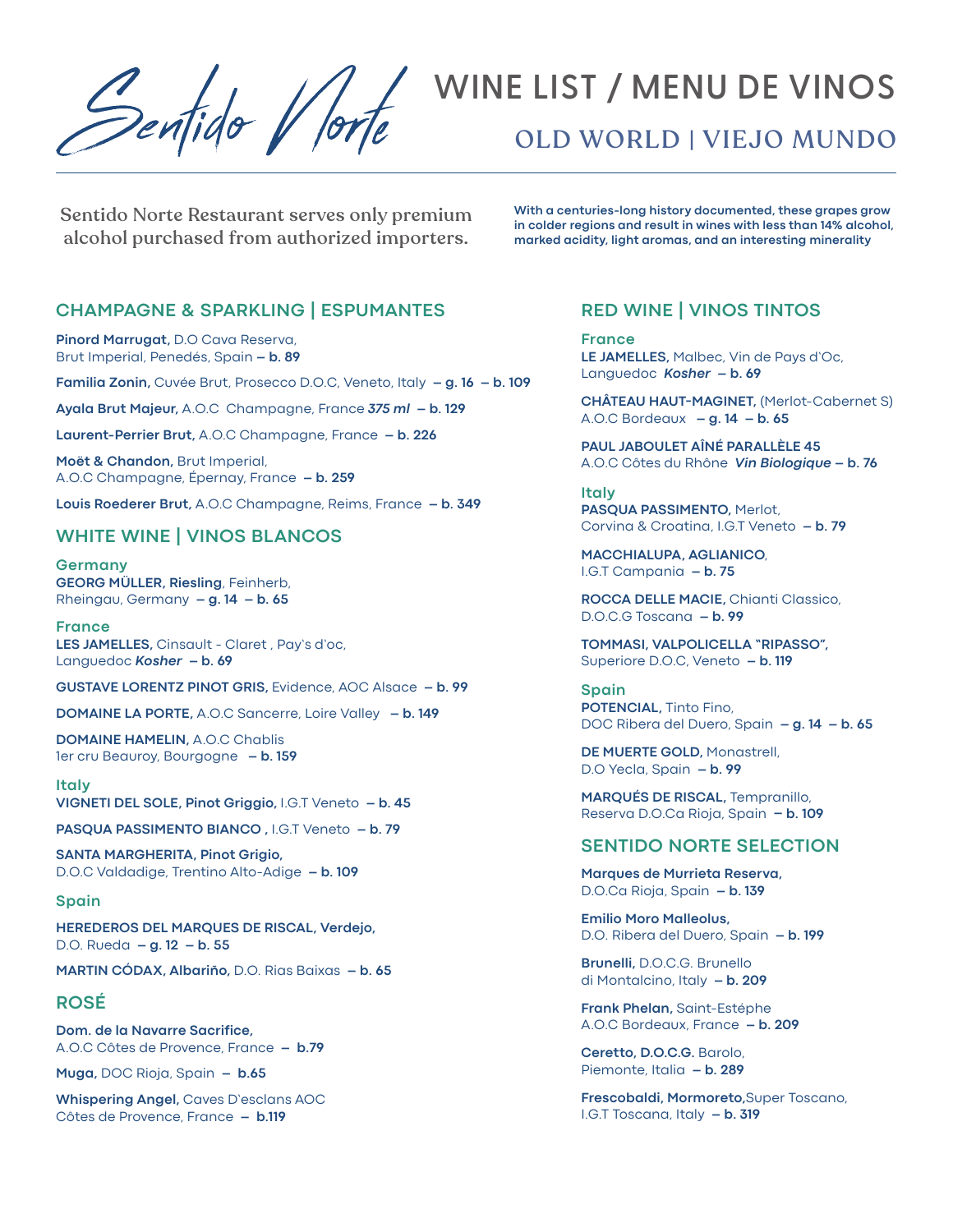# Sentido Norte

# WINE LIST / MENU DE VINOS

## OLD WORLD | VIEJO MUNDO

Sentido Norte Restaurant serves only premium alcohol purchased from authorized importers.

**With a centuries-long history documented, these grapes grow in colder regions and result in wines with less than 14% alcohol, marked acidity, light aromas, and an interesting minerality**

## CHAMPAGNE & SPARKLING | ESPUMANTES

**Pinord Marrugat,** D.O Cava Reserva, Brut Imperial, Penedés, Spain **– b. 89**

**Familia Zonin,** Cuvée Brut, Prosecco D.O.C, Veneto, Italy **– g. 16 – b. 109**

**Ayala Brut Majeur,** A.O.C Champagne, France ***375 ml*** **– b. 129**

**Laurent-Perrier Brut,** A.O.C Champagne, France **– b. 226**

**Moët & Chandon,** Brut Imperial, A.O.C Champagne, Épernay, France **– b. 259**

**Louis Roederer Brut,** A.O.C Champagne, Reims, France **– b. 349**

## WHITE WINE | VINOS BLANCOS

### Germany

**GEORG MÜLLER, Riesling**, Feinherb, Rheingau, Germany **– g. 14 – b. 65**

### France

**LES JAMELLES,** Cinsault - Claret , Pay's d'oc, Languedoc ***Kosher*** **– b. 69**

**GUSTAVE LORENTZ PINOT GRIS,** Evidence, AOC Alsace **– b. 99**

**DOMAINE LA PORTE,** A.O.C Sancerre, Loire Valley **– b. 149**

**DOMAINE HAMELIN,** A.O.C Chablis 1er cru Beauroy, Bourgogne **– b. 159**

### Italy

**VIGNETI DEL SOLE, Pinot Griggio,** I.G.T Veneto **– b. 45**

**PASQUA PASSIMENTO BIANCO ,** I.G.T Veneto **– b. 79**

**SANTA MARGHERITA, Pinot Grigio,** D.O.C Valdadige, Trentino Alto-Adige **– b. 109**

### Spain

**HEREDEROS DEL MARQUES DE RISCAL, Verdejo,** D.O. Rueda **– g. 12 – b. 55**

**MARTIN CÓDAX, Albariño,** D.O. Rias Baixas **– b. 65**

## ROSÉ

**Dom. de la Navarre Sacrifice,** A.O.C Côtes de Provence, France **– b.79**

**Muga,** DOC Rioja, Spain **– b.65**

**Whispering Angel,** Caves D'esclans AOC Côtes de Provence, France **– b.119**

## RED WINE | VINOS TINTOS

### France

**LE JAMELLES,** Malbec, Vin de Pays d'Oc, Languedoc ***Kosher*** **– b. 69**

**CHÂTEAU HAUT-MAGINET,** (Merlot-Cabernet S) A.O.C Bordeaux **– g. 14 – b. 65**

**PAUL JABOULET AÎNÉ PARALLÈLE 45** A.O.C Côtes du Rhône ***Vin Biologique*** **– b. 76**

### Italy

**PASQUA PASSIMENTO,** Merlot, Corvina & Croatina, I.G.T Veneto **– b. 79**

**MACCHIALUPA, AGLIANICO**, I.G.T Campania **– b. 75**

**ROCCA DELLE MACIE,** Chianti Classico, D.O.C.G Toscana **– b. 99**

**TOMMASI, VALPOLICELLA "RIPASSO",** Superiore D.O.C, Veneto **– b. 119**

### Spain

**POTENCIAL,** Tinto Fino, DOC Ribera del Duero, Spain **– g. 14 – b. 65**

**DE MUERTE GOLD,** Monastrell, D.O Yecla, Spain **– b. 99**

**MARQUÉS DE RISCAL,** Tempranillo, Reserva D.O.Ca Rioja, Spain **– b. 109**

## SENTIDO NORTE SELECTION

**Marques de Murrieta Reserva,** D.O.Ca Rioja, Spain **– b. 139**

**Emilio Moro Malleolus,** D.O. Ribera del Duero, Spain **– b. 199**

**Brunelli,** D.O.C.G. Brunello di Montalcino, Italy **– b. 209**

**Frank Phelan,** Saint-Estéphe A.O.C Bordeaux, France **– b. 209**

**Ceretto, D.O.C.G.** Barolo, Piemonte, Italia **– b. 289**

**Frescobaldi, Mormoreto,**Super Toscano, I.G.T Toscana, Italy **– b. 319**